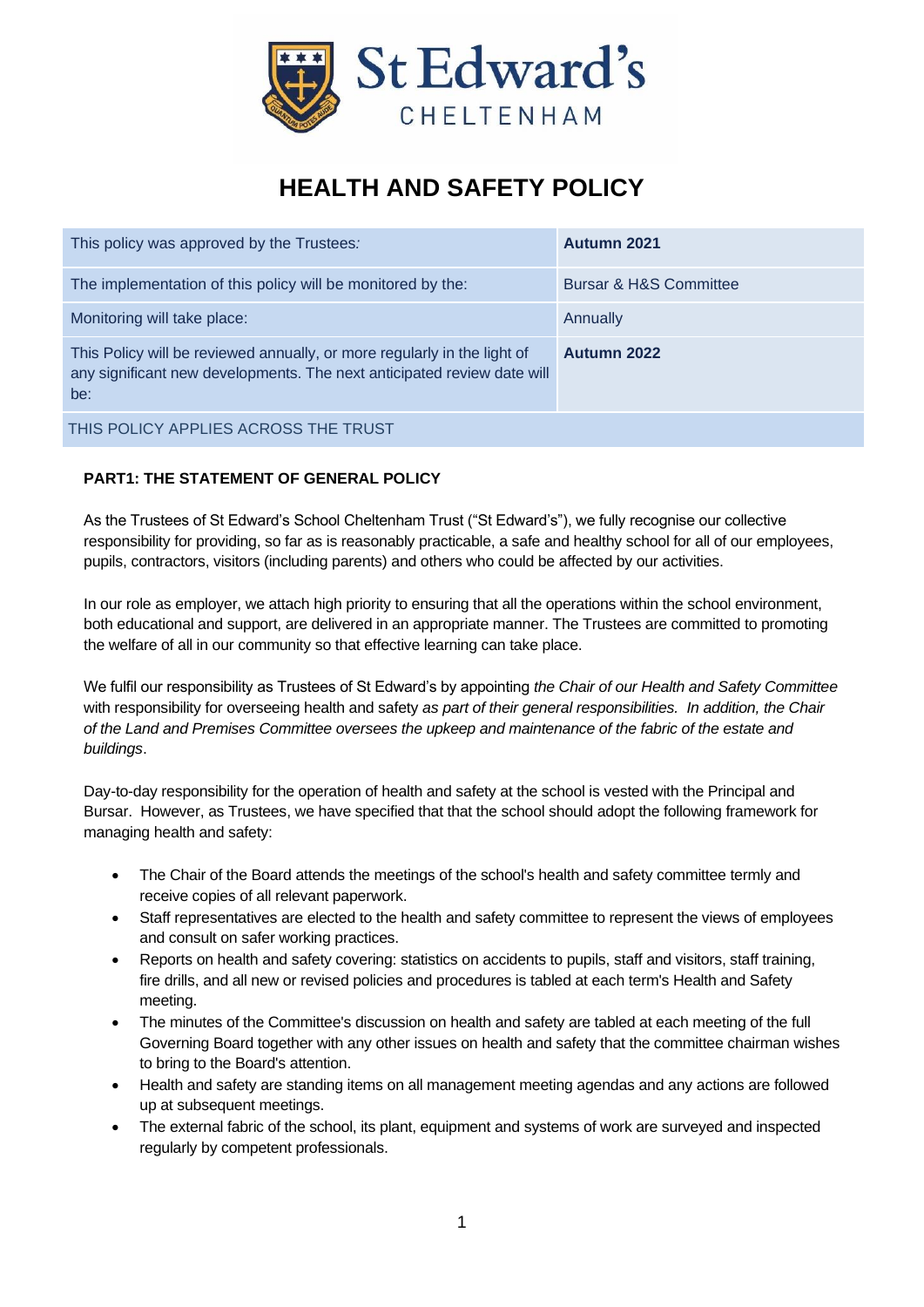St Edward's CHELTENHAM

# HEALTH AND SAFETY POLICY

| This policy was approved by the Trustees: | **Autumn 2021** |
|---|---|
| The implementation of this policy will be monitored by the: | Bursar & H&S Committee |
| Monitoring will take place: | Annually |
| This Policy will be reviewed annually, or more regularly in the light of any significant new developments. The next anticipated review date will be: | **Autumn 2022** |
| THIS POLICY APPLIES ACROSS THE TRUST | |

## PART1: THE STATEMENT OF GENERAL POLICY

As the Trustees of St Edward's School Cheltenham Trust ("St Edward's"), we fully recognise our collective responsibility for providing, so far as is reasonably practicable, a safe and healthy school for all of our employees, pupils, contractors, visitors (including parents) and others who could be affected by our activities.

In our role as employer, we attach high priority to ensuring that all the operations within the school environment, both educational and support, are delivered in an appropriate manner. The Trustees are committed to promoting the welfare of all in our community so that effective learning can take place.

We fulfil our responsibility as Trustees of St Edward's by appointing *the Chair of our Health and Safety Committee* with responsibility for overseeing health and safety *as part of their general responsibilities. In addition, the Chair of the Land and Premises Committee oversees the upkeep and maintenance of the fabric of the estate and buildings*.

Day-to-day responsibility for the operation of health and safety at the school is vested with the Principal and Bursar. However, as Trustees, we have specified that that the school should adopt the following framework for managing health and safety:

- The Chair of the Board attends the meetings of the school's health and safety committee termly and receive copies of all relevant paperwork.
- Staff representatives are elected to the health and safety committee to represent the views of employees and consult on safer working practices.
- Reports on health and safety covering: statistics on accidents to pupils, staff and visitors, staff training, fire drills, and all new or revised policies and procedures is tabled at each term's Health and Safety meeting.
- The minutes of the Committee's discussion on health and safety are tabled at each meeting of the full Governing Board together with any other issues on health and safety that the committee chairman wishes to bring to the Board's attention.
- Health and safety are standing items on all management meeting agendas and any actions are followed up at subsequent meetings.
- The external fabric of the school, its plant, equipment and systems of work are surveyed and inspected regularly by competent professionals.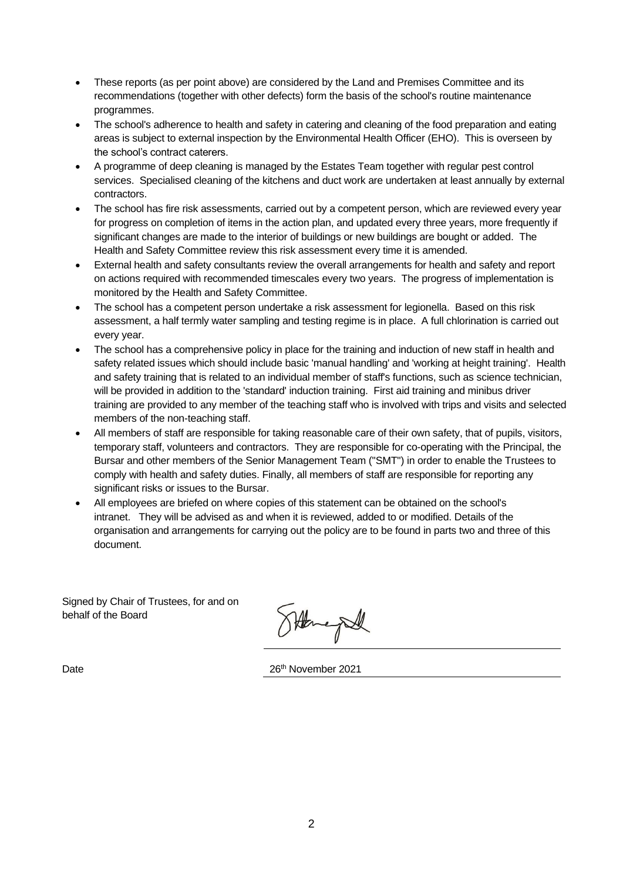- These reports (as per point above) are considered by the Land and Premises Committee and its recommendations (together with other defects) form the basis of the school's routine maintenance programmes.
- The school's adherence to health and safety in catering and cleaning of the food preparation and eating areas is subject to external inspection by the Environmental Health Officer (EHO). This is overseen by the school's contract caterers.
- A programme of deep cleaning is managed by the Estates Team together with regular pest control services. Specialised cleaning of the kitchens and duct work are undertaken at least annually by external contractors.
- The school has fire risk assessments, carried out by a competent person, which are reviewed every year for progress on completion of items in the action plan, and updated every three years, more frequently if significant changes are made to the interior of buildings or new buildings are bought or added. The Health and Safety Committee review this risk assessment every time it is amended.
- External health and safety consultants review the overall arrangements for health and safety and report on actions required with recommended timescales every two years. The progress of implementation is monitored by the Health and Safety Committee.
- The school has a competent person undertake a risk assessment for legionella. Based on this risk assessment, a half termly water sampling and testing regime is in place. A full chlorination is carried out every year.
- The school has a comprehensive policy in place for the training and induction of new staff in health and safety related issues which should include basic 'manual handling' and 'working at height training'. Health and safety training that is related to an individual member of staff's functions, such as science technician, will be provided in addition to the 'standard' induction training. First aid training and minibus driver training are provided to any member of the teaching staff who is involved with trips and visits and selected members of the non-teaching staff.
- All members of staff are responsible for taking reasonable care of their own safety, that of pupils, visitors, temporary staff, volunteers and contractors. They are responsible for co-operating with the Principal, the Bursar and other members of the Senior Management Team ("SMT") in order to enable the Trustees to comply with health and safety duties. Finally, all members of staff are responsible for reporting any significant risks or issues to the Bursar.
- All employees are briefed on where copies of this statement can be obtained on the school's intranet. They will be advised as and when it is reviewed, added to or modified. Details of the organisation and arrangements for carrying out the policy are to be found in parts two and three of this document.

Signed by Chair of Trustees, for and on behalf of the Board

Date 26th November 2021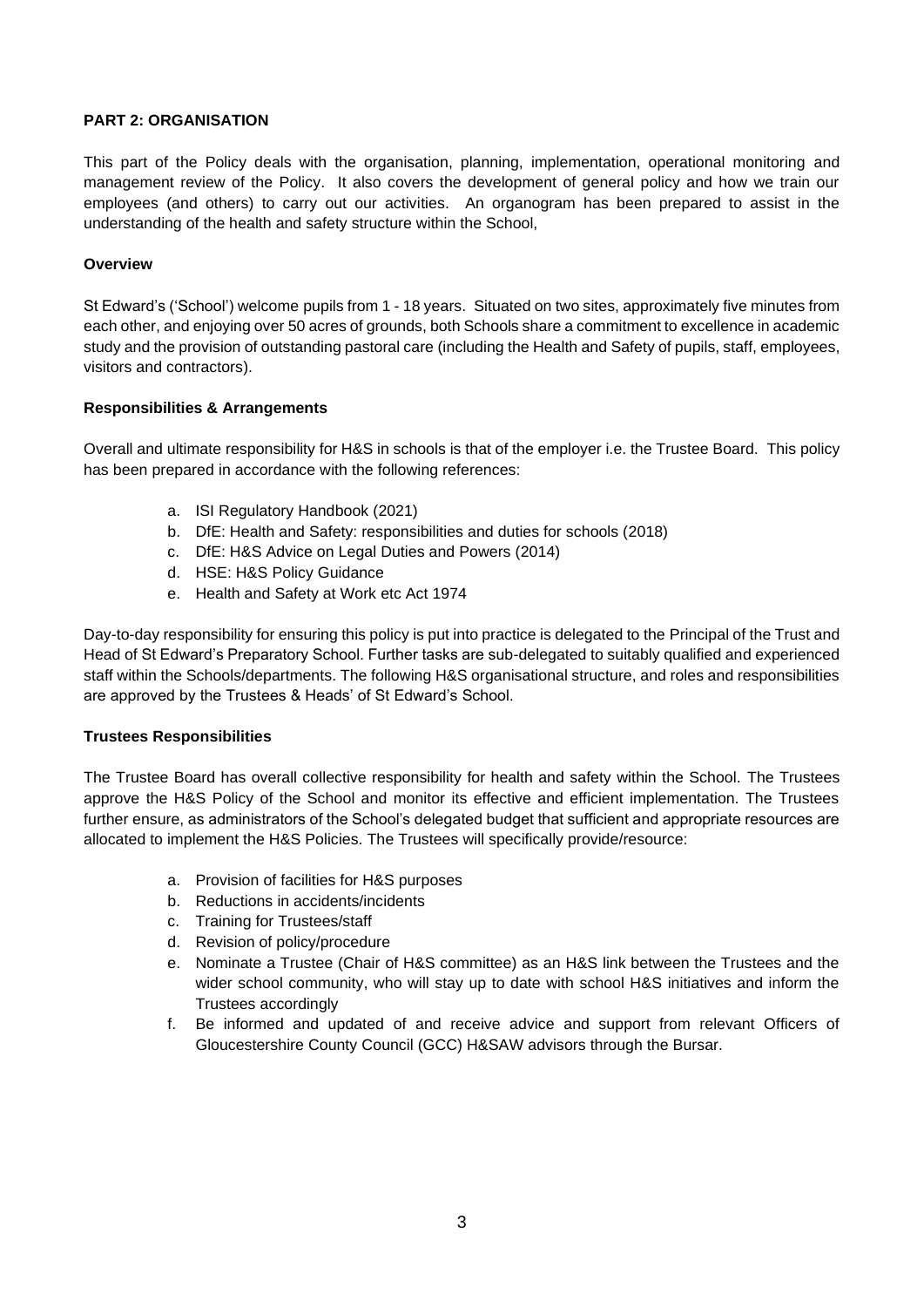**PART 2: ORGANISATION**

This part of the Policy deals with the organisation, planning, implementation, operational monitoring and management review of the Policy. It also covers the development of general policy and how we train our employees (and others) to carry out our activities. An organogram has been prepared to assist in the understanding of the health and safety structure within the School,

**Overview**

St Edward's ('School') welcome pupils from 1 - 18 years. Situated on two sites, approximately five minutes from each other, and enjoying over 50 acres of grounds, both Schools share a commitment to excellence in academic study and the provision of outstanding pastoral care (including the Health and Safety of pupils, staff, employees, visitors and contractors).

**Responsibilities & Arrangements**

Overall and ultimate responsibility for H&S in schools is that of the employer i.e. the Trustee Board. This policy has been prepared in accordance with the following references:

a. ISI Regulatory Handbook (2021)
b. DfE: Health and Safety: responsibilities and duties for schools (2018)
c. DfE: H&S Advice on Legal Duties and Powers (2014)
d. HSE: H&S Policy Guidance
e. Health and Safety at Work etc Act 1974

Day-to-day responsibility for ensuring this policy is put into practice is delegated to the Principal of the Trust and Head of St Edward's Preparatory School. Further tasks are sub-delegated to suitably qualified and experienced staff within the Schools/departments. The following H&S organisational structure, and roles and responsibilities are approved by the Trustees & Heads' of St Edward's School.

**Trustees Responsibilities**

The Trustee Board has overall collective responsibility for health and safety within the School. The Trustees approve the H&S Policy of the School and monitor its effective and efficient implementation. The Trustees further ensure, as administrators of the School's delegated budget that sufficient and appropriate resources are allocated to implement the H&S Policies. The Trustees will specifically provide/resource:

a. Provision of facilities for H&S purposes
b. Reductions in accidents/incidents
c. Training for Trustees/staff
d. Revision of policy/procedure
e. Nominate a Trustee (Chair of H&S committee) as an H&S link between the Trustees and the wider school community, who will stay up to date with school H&S initiatives and inform the Trustees accordingly
f. Be informed and updated of and receive advice and support from relevant Officers of Gloucestershire County Council (GCC) H&SAW advisors through the Bursar.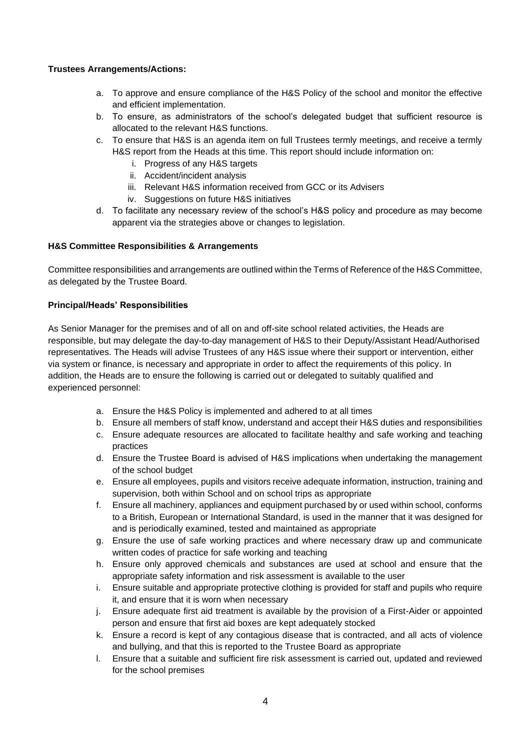**Trustees Arrangements/Actions:**

a. To approve and ensure compliance of the H&S Policy of the school and monitor the effective and efficient implementation.
b. To ensure, as administrators of the school's delegated budget that sufficient resource is allocated to the relevant H&S functions.
c. To ensure that H&S is an agenda item on full Trustees termly meetings, and receive a termly H&S report from the Heads at this time. This report should include information on:
    i. Progress of any H&S targets
    ii. Accident/incident analysis
    iii. Relevant H&S information received from GCC or its Advisers
    iv. Suggestions on future H&S initiatives
d. To facilitate any necessary review of the school's H&S policy and procedure as may become apparent via the strategies above or changes to legislation.

**H&S Committee Responsibilities & Arrangements**

Committee responsibilities and arrangements are outlined within the Terms of Reference of the H&S Committee, as delegated by the Trustee Board.

**Principal/Heads' Responsibilities**

As Senior Manager for the premises and of all on and off-site school related activities, the Heads are responsible, but may delegate the day-to-day management of H&S to their Deputy/Assistant Head/Authorised representatives. The Heads will advise Trustees of any H&S issue where their support or intervention, either via system or finance, is necessary and appropriate in order to affect the requirements of this policy. In addition, the Heads are to ensure the following is carried out or delegated to suitably qualified and experienced personnel:

a. Ensure the H&S Policy is implemented and adhered to at all times
b. Ensure all members of staff know, understand and accept their H&S duties and responsibilities
c. Ensure adequate resources are allocated to facilitate healthy and safe working and teaching practices
d. Ensure the Trustee Board is advised of H&S implications when undertaking the management of the school budget
e. Ensure all employees, pupils and visitors receive adequate information, instruction, training and supervision, both within School and on school trips as appropriate
f. Ensure all machinery, appliances and equipment purchased by or used within school, conforms to a British, European or International Standard, is used in the manner that it was designed for and is periodically examined, tested and maintained as appropriate
g. Ensure the use of safe working practices and where necessary draw up and communicate written codes of practice for safe working and teaching
h. Ensure only approved chemicals and substances are used at school and ensure that the appropriate safety information and risk assessment is available to the user
i. Ensure suitable and appropriate protective clothing is provided for staff and pupils who require it, and ensure that it is worn when necessary
j. Ensure adequate first aid treatment is available by the provision of a First-Aider or appointed person and ensure that first aid boxes are kept adequately stocked
k. Ensure a record is kept of any contagious disease that is contracted, and all acts of violence and bullying, and that this is reported to the Trustee Board as appropriate
l. Ensure that a suitable and sufficient fire risk assessment is carried out, updated and reviewed for the school premises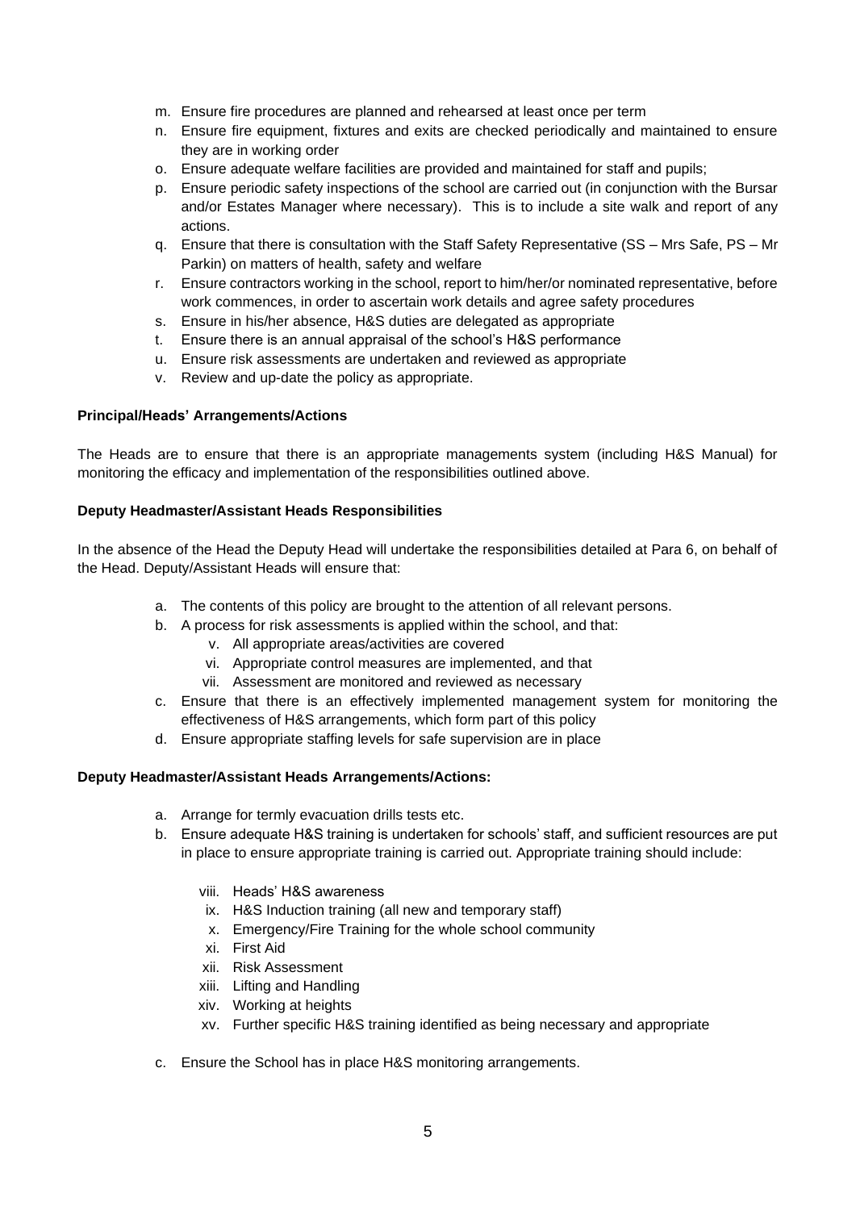m. Ensure fire procedures are planned and rehearsed at least once per term
n. Ensure fire equipment, fixtures and exits are checked periodically and maintained to ensure they are in working order
o. Ensure adequate welfare facilities are provided and maintained for staff and pupils;
p. Ensure periodic safety inspections of the school are carried out (in conjunction with the Bursar and/or Estates Manager where necessary). This is to include a site walk and report of any actions.
q. Ensure that there is consultation with the Staff Safety Representative (SS – Mrs Safe, PS – Mr Parkin) on matters of health, safety and welfare
r. Ensure contractors working in the school, report to him/her/or nominated representative, before work commences, in order to ascertain work details and agree safety procedures
s. Ensure in his/her absence, H&S duties are delegated as appropriate
t. Ensure there is an annual appraisal of the school's H&S performance
u. Ensure risk assessments are undertaken and reviewed as appropriate
v. Review and up-date the policy as appropriate.

**Principal/Heads' Arrangements/Actions**

The Heads are to ensure that there is an appropriate managements system (including H&S Manual) for monitoring the efficacy and implementation of the responsibilities outlined above.

**Deputy Headmaster/Assistant Heads Responsibilities**

In the absence of the Head the Deputy Head will undertake the responsibilities detailed at Para 6, on behalf of the Head. Deputy/Assistant Heads will ensure that:

a. The contents of this policy are brought to the attention of all relevant persons.
b. A process for risk assessments is applied within the school, and that:
    v. All appropriate areas/activities are covered
    vi. Appropriate control measures are implemented, and that
    vii. Assessment are monitored and reviewed as necessary
c. Ensure that there is an effectively implemented management system for monitoring the effectiveness of H&S arrangements, which form part of this policy
d. Ensure appropriate staffing levels for safe supervision are in place

**Deputy Headmaster/Assistant Heads Arrangements/Actions:**

a. Arrange for termly evacuation drills tests etc.
b. Ensure adequate H&S training is undertaken for schools' staff, and sufficient resources are put in place to ensure appropriate training is carried out. Appropriate training should include:
    viii. Heads' H&S awareness
    ix. H&S Induction training (all new and temporary staff)
    x. Emergency/Fire Training for the whole school community
    xi. First Aid
    xii. Risk Assessment
    xiii. Lifting and Handling
    xiv. Working at heights
    xv. Further specific H&S training identified as being necessary and appropriate
c. Ensure the School has in place H&S monitoring arrangements.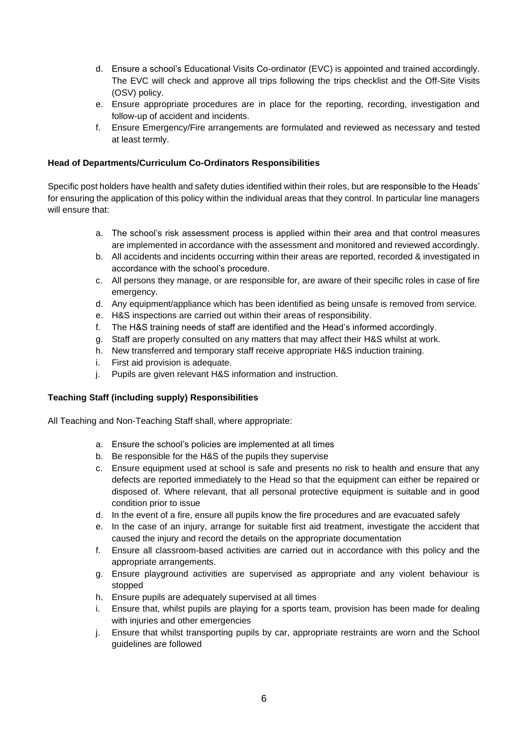d. Ensure a school's Educational Visits Co-ordinator (EVC) is appointed and trained accordingly. The EVC will check and approve all trips following the trips checklist and the Off-Site Visits (OSV) policy.
e. Ensure appropriate procedures are in place for the reporting, recording, investigation and follow-up of accident and incidents.
f. Ensure Emergency/Fire arrangements are formulated and reviewed as necessary and tested at least termly.

**Head of Departments/Curriculum Co-Ordinators Responsibilities**

Specific post holders have health and safety duties identified within their roles, but are responsible to the Heads' for ensuring the application of this policy within the individual areas that they control. In particular line managers will ensure that:

a. The school's risk assessment process is applied within their area and that control measures are implemented in accordance with the assessment and monitored and reviewed accordingly.
b. All accidents and incidents occurring within their areas are reported, recorded & investigated in accordance with the school's procedure.
c. All persons they manage, or are responsible for, are aware of their specific roles in case of fire emergency.
d. Any equipment/appliance which has been identified as being unsafe is removed from service.
e. H&S inspections are carried out within their areas of responsibility.
f. The H&S training needs of staff are identified and the Head's informed accordingly.
g. Staff are properly consulted on any matters that may affect their H&S whilst at work.
h. New transferred and temporary staff receive appropriate H&S induction training.
i. First aid provision is adequate.
j. Pupils are given relevant H&S information and instruction.

**Teaching Staff (including supply) Responsibilities**

All Teaching and Non-Teaching Staff shall, where appropriate:

a. Ensure the school's policies are implemented at all times
b. Be responsible for the H&S of the pupils they supervise
c. Ensure equipment used at school is safe and presents no risk to health and ensure that any defects are reported immediately to the Head so that the equipment can either be repaired or disposed of. Where relevant, that all personal protective equipment is suitable and in good condition prior to issue
d. In the event of a fire, ensure all pupils know the fire procedures and are evacuated safely
e. In the case of an injury, arrange for suitable first aid treatment, investigate the accident that caused the injury and record the details on the appropriate documentation
f. Ensure all classroom-based activities are carried out in accordance with this policy and the appropriate arrangements.
g. Ensure playground activities are supervised as appropriate and any violent behaviour is stopped
h. Ensure pupils are adequately supervised at all times
i. Ensure that, whilst pupils are playing for a sports team, provision has been made for dealing with injuries and other emergencies
j. Ensure that whilst transporting pupils by car, appropriate restraints are worn and the School guidelines are followed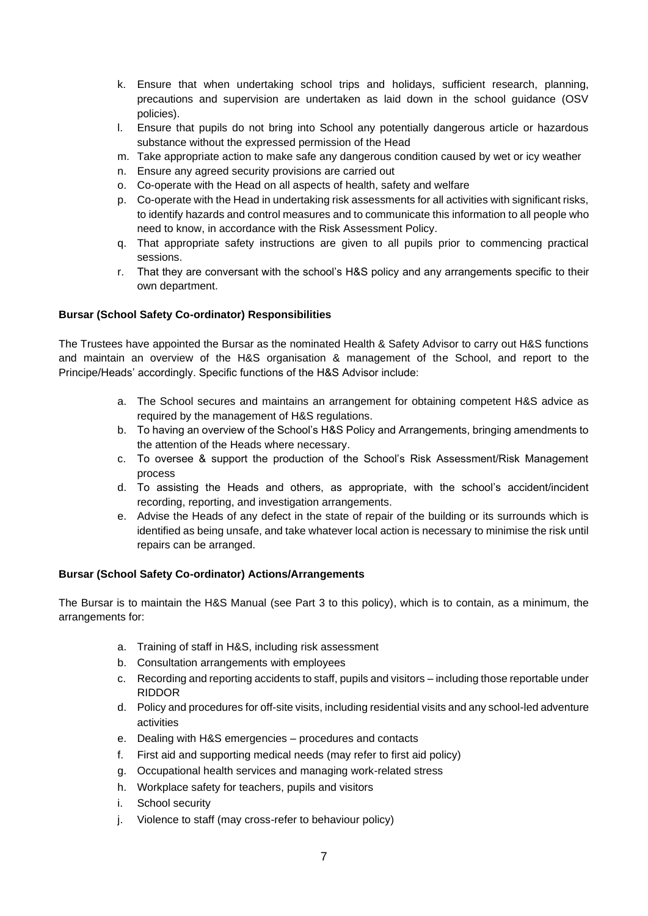k. Ensure that when undertaking school trips and holidays, sufficient research, planning, precautions and supervision are undertaken as laid down in the school guidance (OSV policies).
l. Ensure that pupils do not bring into School any potentially dangerous article or hazardous substance without the expressed permission of the Head
m. Take appropriate action to make safe any dangerous condition caused by wet or icy weather
n. Ensure any agreed security provisions are carried out
o. Co-operate with the Head on all aspects of health, safety and welfare
p. Co-operate with the Head in undertaking risk assessments for all activities with significant risks, to identify hazards and control measures and to communicate this information to all people who need to know, in accordance with the Risk Assessment Policy.
q. That appropriate safety instructions are given to all pupils prior to commencing practical sessions.
r. That they are conversant with the school's H&S policy and any arrangements specific to their own department.

**Bursar (School Safety Co-ordinator) Responsibilities**

The Trustees have appointed the Bursar as the nominated Health & Safety Advisor to carry out H&S functions and maintain an overview of the H&S organisation & management of the School, and report to the Principe/Heads' accordingly. Specific functions of the H&S Advisor include:

a. The School secures and maintains an arrangement for obtaining competent H&S advice as required by the management of H&S regulations.
b. To having an overview of the School's H&S Policy and Arrangements, bringing amendments to the attention of the Heads where necessary.
c. To oversee & support the production of the School's Risk Assessment/Risk Management process
d. To assisting the Heads and others, as appropriate, with the school's accident/incident recording, reporting, and investigation arrangements.
e. Advise the Heads of any defect in the state of repair of the building or its surrounds which is identified as being unsafe, and take whatever local action is necessary to minimise the risk until repairs can be arranged.

**Bursar (School Safety Co-ordinator) Actions/Arrangements**

The Bursar is to maintain the H&S Manual (see Part 3 to this policy), which is to contain, as a minimum, the arrangements for:

a. Training of staff in H&S, including risk assessment
b. Consultation arrangements with employees
c. Recording and reporting accidents to staff, pupils and visitors – including those reportable under RIDDOR
d. Policy and procedures for off-site visits, including residential visits and any school-led adventure activities
e. Dealing with H&S emergencies – procedures and contacts
f. First aid and supporting medical needs (may refer to first aid policy)
g. Occupational health services and managing work-related stress
h. Workplace safety for teachers, pupils and visitors
i. School security
j. Violence to staff (may cross-refer to behaviour policy)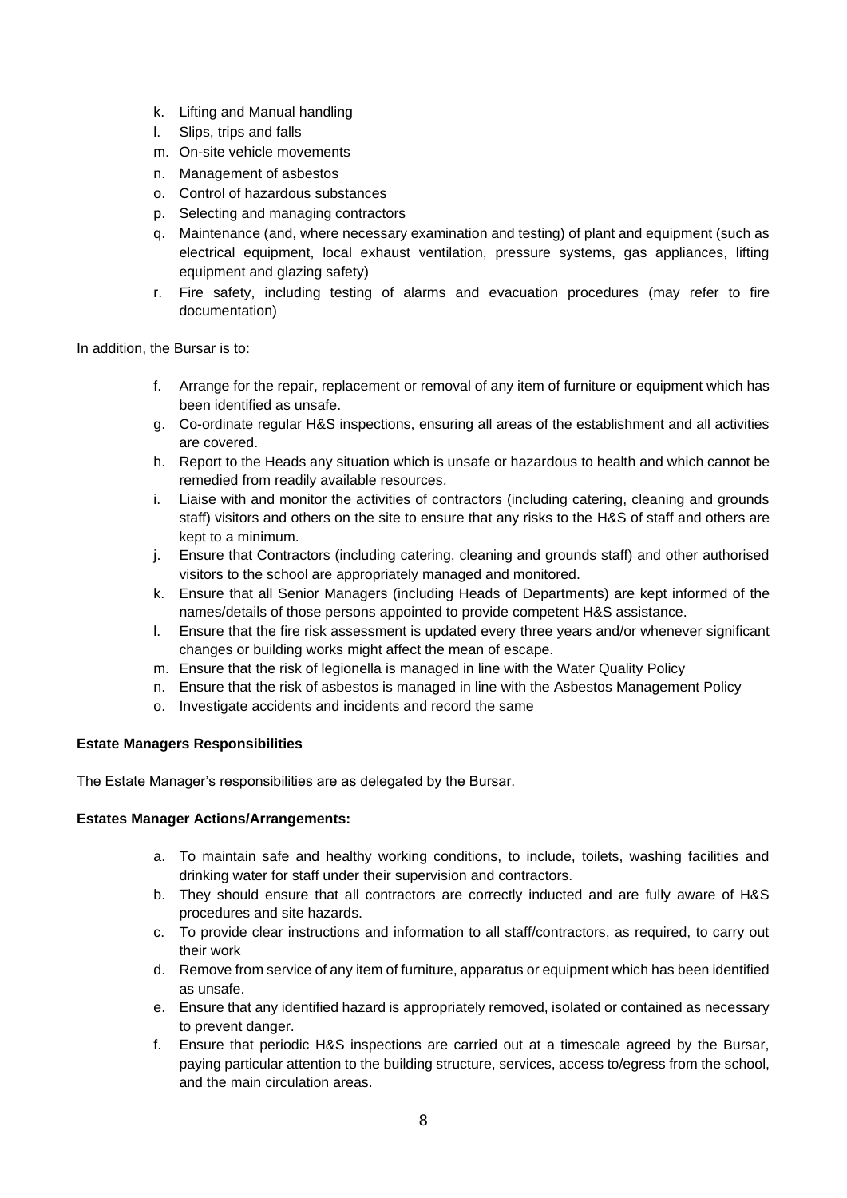k. Lifting and Manual handling
l. Slips, trips and falls
m. On-site vehicle movements
n. Management of asbestos
o. Control of hazardous substances
p. Selecting and managing contractors
q. Maintenance (and, where necessary examination and testing) of plant and equipment (such as electrical equipment, local exhaust ventilation, pressure systems, gas appliances, lifting equipment and glazing safety)
r. Fire safety, including testing of alarms and evacuation procedures (may refer to fire documentation)

In addition, the Bursar is to:

f. Arrange for the repair, replacement or removal of any item of furniture or equipment which has been identified as unsafe.
g. Co-ordinate regular H&S inspections, ensuring all areas of the establishment and all activities are covered.
h. Report to the Heads any situation which is unsafe or hazardous to health and which cannot be remedied from readily available resources.
i. Liaise with and monitor the activities of contractors (including catering, cleaning and grounds staff) visitors and others on the site to ensure that any risks to the H&S of staff and others are kept to a minimum.
j. Ensure that Contractors (including catering, cleaning and grounds staff) and other authorised visitors to the school are appropriately managed and monitored.
k. Ensure that all Senior Managers (including Heads of Departments) are kept informed of the names/details of those persons appointed to provide competent H&S assistance.
l. Ensure that the fire risk assessment is updated every three years and/or whenever significant changes or building works might affect the mean of escape.
m. Ensure that the risk of legionella is managed in line with the Water Quality Policy
n. Ensure that the risk of asbestos is managed in line with the Asbestos Management Policy
o. Investigate accidents and incidents and record the same

**Estate Managers Responsibilities**

The Estate Manager's responsibilities are as delegated by the Bursar.

**Estates Manager Actions/Arrangements:**

a. To maintain safe and healthy working conditions, to include, toilets, washing facilities and drinking water for staff under their supervision and contractors.
b. They should ensure that all contractors are correctly inducted and are fully aware of H&S procedures and site hazards.
c. To provide clear instructions and information to all staff/contractors, as required, to carry out their work
d. Remove from service of any item of furniture, apparatus or equipment which has been identified as unsafe.
e. Ensure that any identified hazard is appropriately removed, isolated or contained as necessary to prevent danger.
f. Ensure that periodic H&S inspections are carried out at a timescale agreed by the Bursar, paying particular attention to the building structure, services, access to/egress from the school, and the main circulation areas.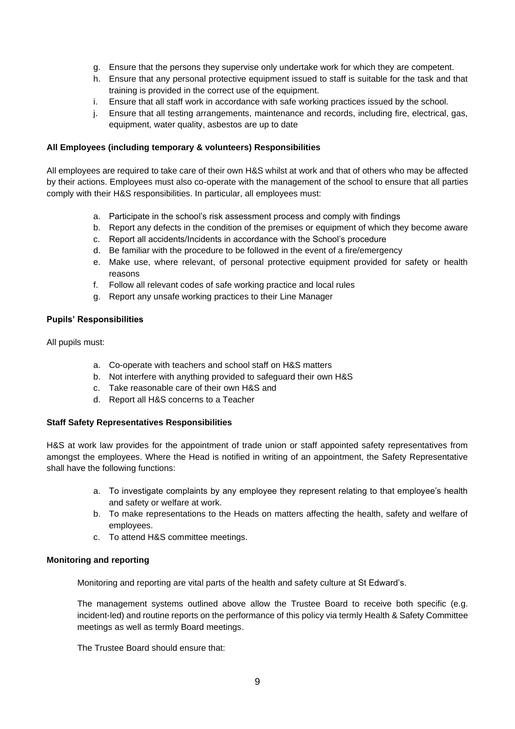g. Ensure that the persons they supervise only undertake work for which they are competent.
h. Ensure that any personal protective equipment issued to staff is suitable for the task and that training is provided in the correct use of the equipment.
i. Ensure that all staff work in accordance with safe working practices issued by the school.
j. Ensure that all testing arrangements, maintenance and records, including fire, electrical, gas, equipment, water quality, asbestos are up to date

**All Employees (including temporary & volunteers) Responsibilities**

All employees are required to take care of their own H&S whilst at work and that of others who may be affected by their actions. Employees must also co-operate with the management of the school to ensure that all parties comply with their H&S responsibilities. In particular, all employees must:

a. Participate in the school's risk assessment process and comply with findings
b. Report any defects in the condition of the premises or equipment of which they become aware
c. Report all accidents/Incidents in accordance with the School's procedure
d. Be familiar with the procedure to be followed in the event of a fire/emergency
e. Make use, where relevant, of personal protective equipment provided for safety or health reasons
f. Follow all relevant codes of safe working practice and local rules
g. Report any unsafe working practices to their Line Manager

**Pupils' Responsibilities**

All pupils must:

a. Co-operate with teachers and school staff on H&S matters
b. Not interfere with anything provided to safeguard their own H&S
c. Take reasonable care of their own H&S and
d. Report all H&S concerns to a Teacher

**Staff Safety Representatives Responsibilities**

H&S at work law provides for the appointment of trade union or staff appointed safety representatives from amongst the employees. Where the Head is notified in writing of an appointment, the Safety Representative shall have the following functions:

a. To investigate complaints by any employee they represent relating to that employee's health and safety or welfare at work.
b. To make representations to the Heads on matters affecting the health, safety and welfare of employees.
c. To attend H&S committee meetings.

**Monitoring and reporting**

Monitoring and reporting are vital parts of the health and safety culture at St Edward's.

The management systems outlined above allow the Trustee Board to receive both specific (e.g. incident-led) and routine reports on the performance of this policy via termly Health & Safety Committee meetings as well as termly Board meetings.

The Trustee Board should ensure that: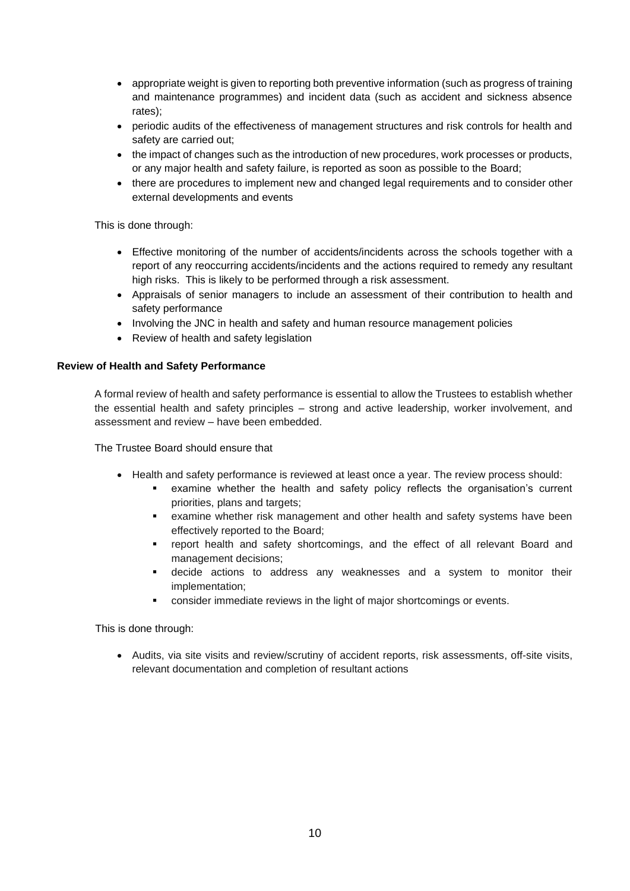- appropriate weight is given to reporting both preventive information (such as progress of training and maintenance programmes) and incident data (such as accident and sickness absence rates);
- periodic audits of the effectiveness of management structures and risk controls for health and safety are carried out;
- the impact of changes such as the introduction of new procedures, work processes or products, or any major health and safety failure, is reported as soon as possible to the Board;
- there are procedures to implement new and changed legal requirements and to consider other external developments and events

This is done through:

- Effective monitoring of the number of accidents/incidents across the schools together with a report of any reoccurring accidents/incidents and the actions required to remedy any resultant high risks. This is likely to be performed through a risk assessment.
- Appraisals of senior managers to include an assessment of their contribution to health and safety performance
- Involving the JNC in health and safety and human resource management policies
- Review of health and safety legislation

**Review of Health and Safety Performance**

A formal review of health and safety performance is essential to allow the Trustees to establish whether the essential health and safety principles – strong and active leadership, worker involvement, and assessment and review – have been embedded.

The Trustee Board should ensure that

- Health and safety performance is reviewed at least once a year. The review process should:
  - examine whether the health and safety policy reflects the organisation's current priorities, plans and targets;
  - examine whether risk management and other health and safety systems have been effectively reported to the Board;
  - report health and safety shortcomings, and the effect of all relevant Board and management decisions;
  - decide actions to address any weaknesses and a system to monitor their implementation;
  - consider immediate reviews in the light of major shortcomings or events.

This is done through:

- Audits, via site visits and review/scrutiny of accident reports, risk assessments, off-site visits, relevant documentation and completion of resultant actions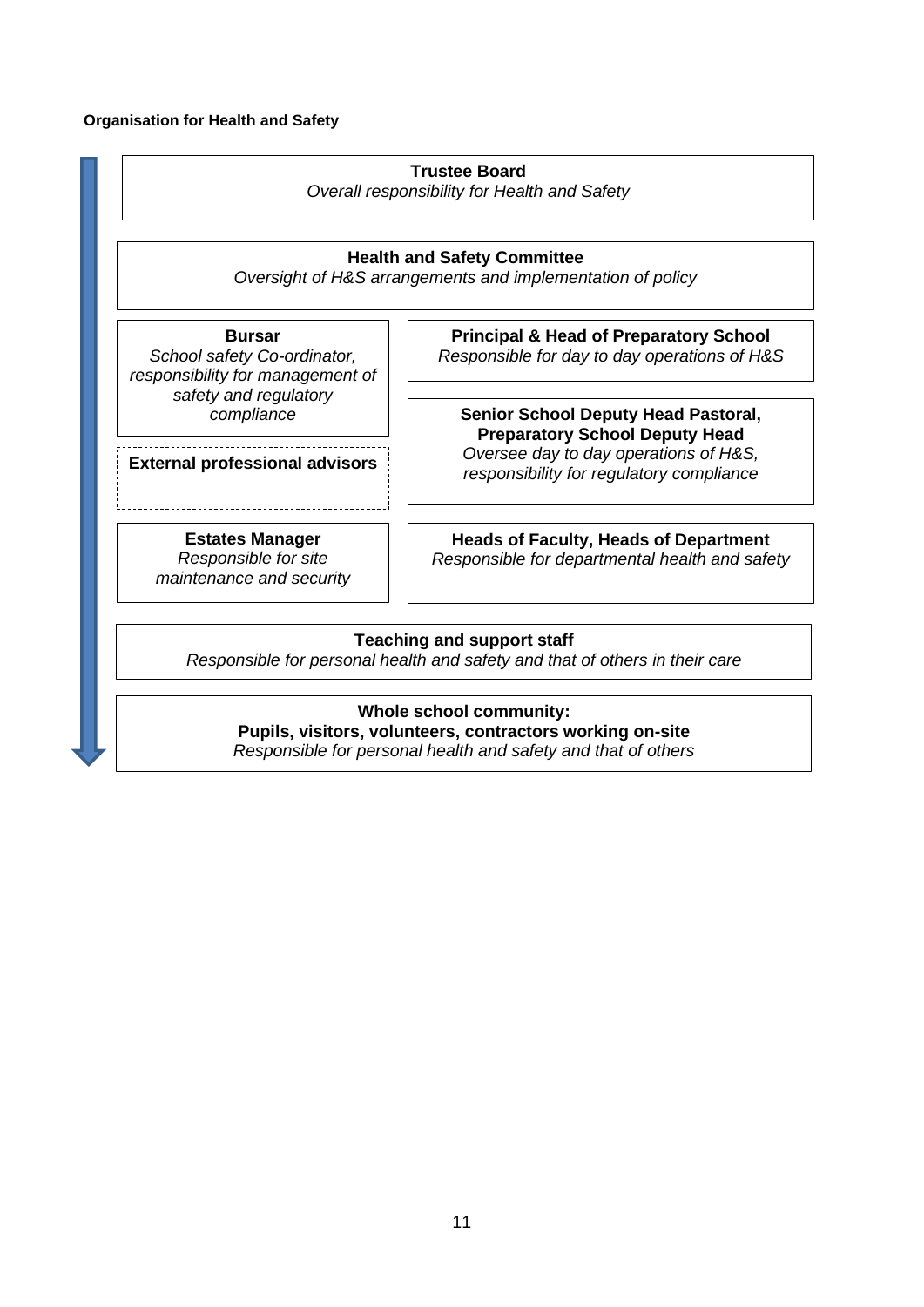**Organisation for Health and Safety**

**Trustee Board**
*Overall responsibility for Health and Safety*

**Health and Safety Committee**
*Oversight of H&S arrangements and implementation of policy*

**Bursar**
*School safety Co-ordinator, responsibility for management of safety and regulatory compliance*

**External professional advisors**

**Principal & Head of Preparatory School**
*Responsible for day to day operations of H&S*

**Senior School Deputy Head Pastoral, Preparatory School Deputy Head**
*Oversee day to day operations of H&S, responsibility for regulatory compliance*

**Estates Manager**
*Responsible for site maintenance and security*

**Heads of Faculty, Heads of Department**
*Responsible for departmental health and safety*

**Teaching and support staff**
*Responsible for personal health and safety and that of others in their care*

**Whole school community:**
**Pupils, visitors, volunteers, contractors working on-site**
*Responsible for personal health and safety and that of others*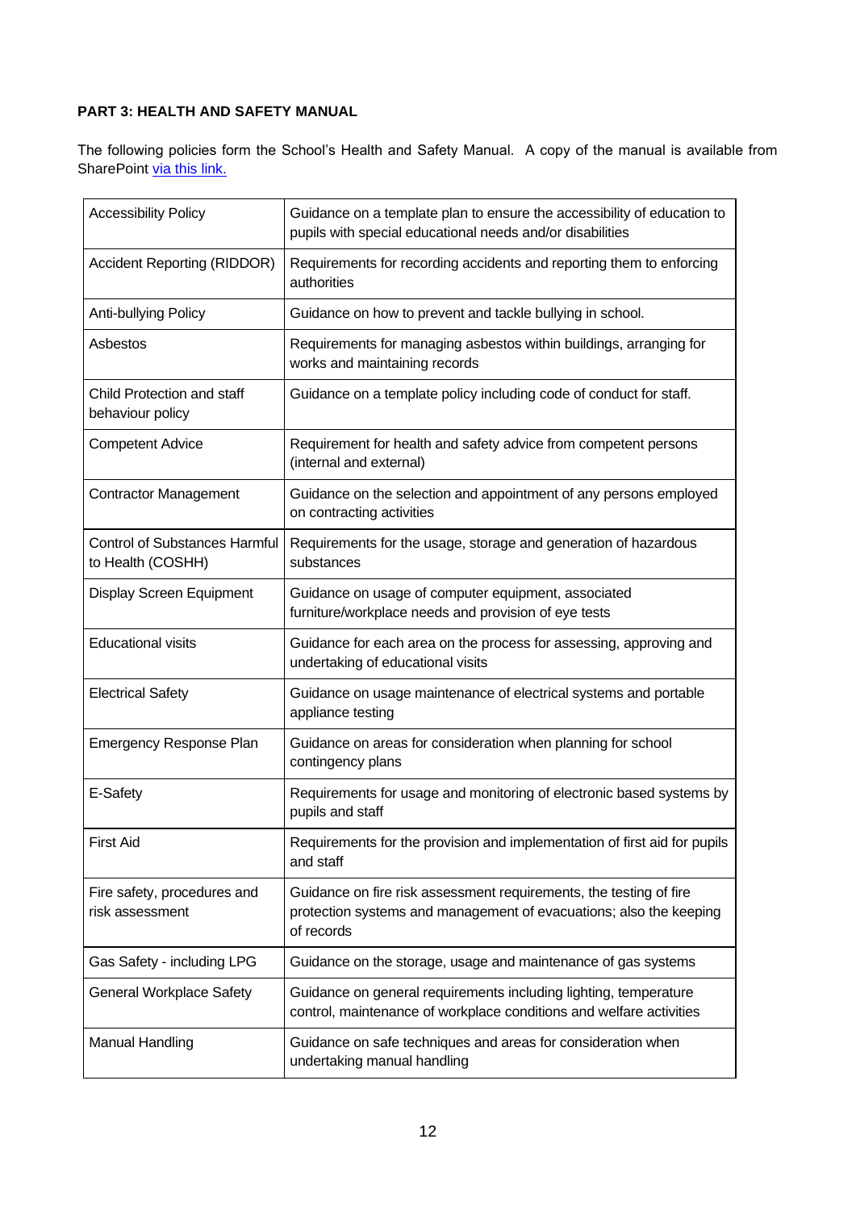**PART 3: HEALTH AND SAFETY MANUAL**

The following policies form the School's Health and Safety Manual. A copy of the manual is available from SharePoint [via this link.]()

| | |
|---|---|
| Accessibility Policy | Guidance on a template plan to ensure the accessibility of education to pupils with special educational needs and/or disabilities |
| Accident Reporting (RIDDOR) | Requirements for recording accidents and reporting them to enforcing authorities |
| Anti-bullying Policy | Guidance on how to prevent and tackle bullying in school. |
| Asbestos | Requirements for managing asbestos within buildings, arranging for works and maintaining records |
| Child Protection and staff behaviour policy | Guidance on a template policy including code of conduct for staff. |
| Competent Advice | Requirement for health and safety advice from competent persons (internal and external) |
| Contractor Management | Guidance on the selection and appointment of any persons employed on contracting activities |
| Control of Substances Harmful to Health (COSHH) | Requirements for the usage, storage and generation of hazardous substances |
| Display Screen Equipment | Guidance on usage of computer equipment, associated furniture/workplace needs and provision of eye tests |
| Educational visits | Guidance for each area on the process for assessing, approving and undertaking of educational visits |
| Electrical Safety | Guidance on usage maintenance of electrical systems and portable appliance testing |
| Emergency Response Plan | Guidance on areas for consideration when planning for school contingency plans |
| E-Safety | Requirements for usage and monitoring of electronic based systems by pupils and staff |
| First Aid | Requirements for the provision and implementation of first aid for pupils and staff |
| Fire safety, procedures and risk assessment | Guidance on fire risk assessment requirements, the testing of fire protection systems and management of evacuations; also the keeping of records |
| Gas Safety - including LPG | Guidance on the storage, usage and maintenance of gas systems |
| General Workplace Safety | Guidance on general requirements including lighting, temperature control, maintenance of workplace conditions and welfare activities |
| Manual Handling | Guidance on safe techniques and areas for consideration when undertaking manual handling |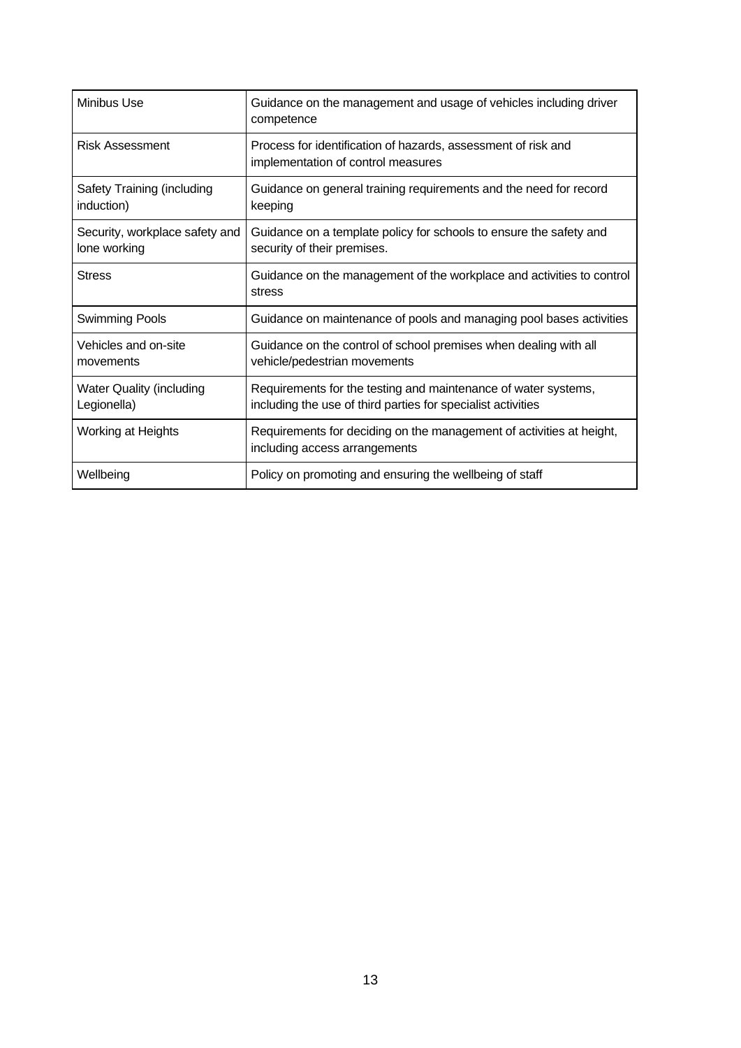| | |
|---|---|
| Minibus Use | Guidance on the management and usage of vehicles including driver competence |
| Risk Assessment | Process for identification of hazards, assessment of risk and implementation of control measures |
| Safety Training (including induction) | Guidance on general training requirements and the need for record keeping |
| Security, workplace safety and lone working | Guidance on a template policy for schools to ensure the safety and security of their premises. |
| Stress | Guidance on the management of the workplace and activities to control stress |
| Swimming Pools | Guidance on maintenance of pools and managing pool bases activities |
| Vehicles and on-site movements | Guidance on the control of school premises when dealing with all vehicle/pedestrian movements |
| Water Quality (including Legionella) | Requirements for the testing and maintenance of water systems, including the use of third parties for specialist activities |
| Working at Heights | Requirements for deciding on the management of activities at height, including access arrangements |
| Wellbeing | Policy on promoting and ensuring the wellbeing of staff |